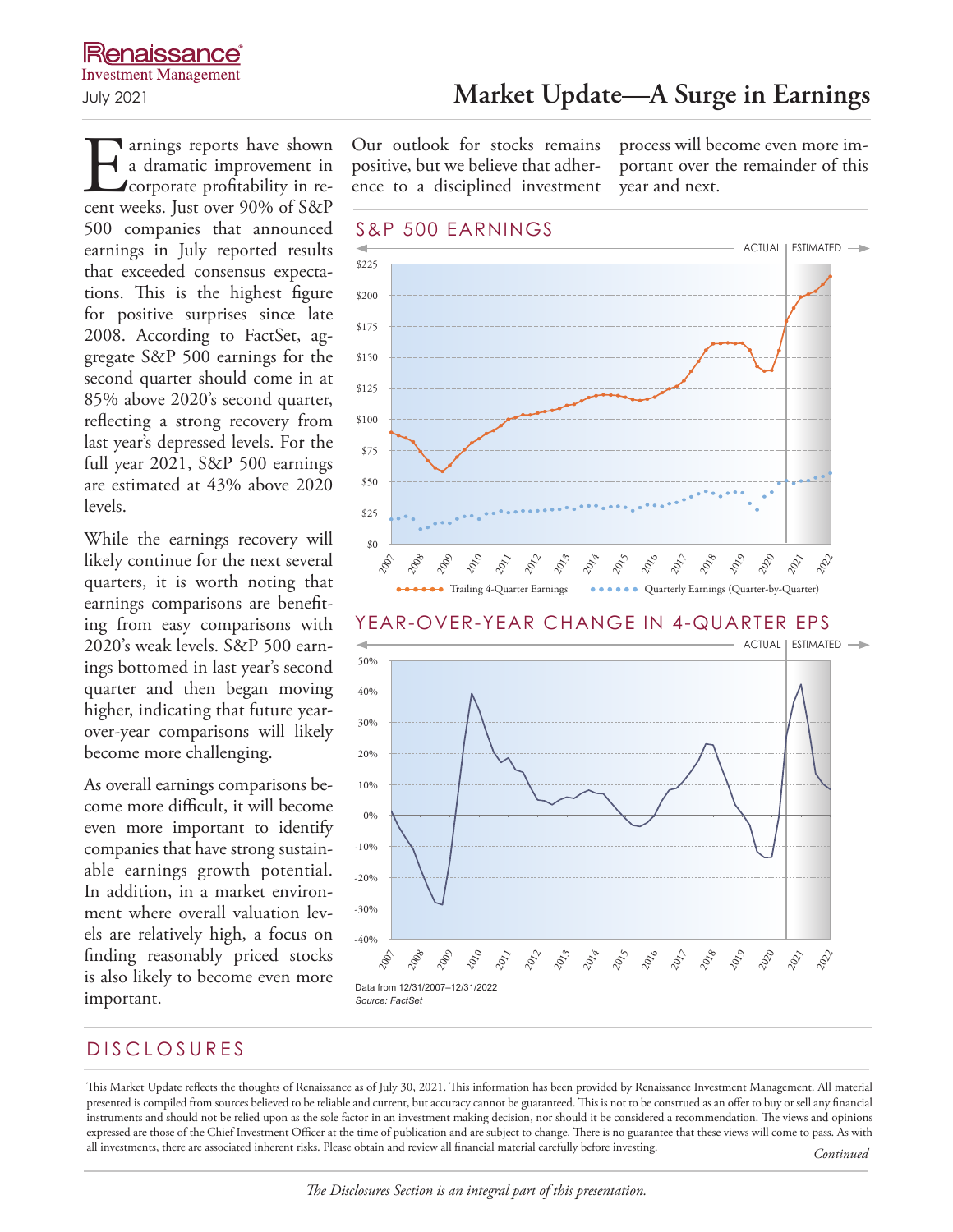Renaissance Investment Management

July 2021

# Market Update—A Surge in Earnings

Earnings reports have shown a dramatic improvement in corporate profitability in recent weeks. Just over 90% of S&P 500 companies that announced earnings in July reported results that exceeded consensus expectations. This is the highest figure for positive surprises since late 2008. According to FactSet, aggregate S&P 500 earnings for the second quarter should come in at 85% above 2020's second quarter, reflecting a strong recovery from last year's depressed levels. For the full year 2021, S&P 500 earnings are estimated at 43% above 2020 levels.

While the earnings recovery will likely continue for the next several quarters, it is worth noting that earnings comparisons are benefiting from easy comparisons with 2020's weak levels. S&P 500 earnings bottomed in last year's second quarter and then began moving higher, indicating that future year-over-year comparisons will likely become more challenging.

As overall earnings comparisons become more difficult, it will become even more important to identify companies that have strong sustainable earnings growth potential. In addition, in a market environment where overall valuation levels are relatively high, a focus on finding reasonably priced stocks is also likely to become even more important.

Our outlook for stocks remains positive, but we believe that adherence to a disciplined investment process will become even more important over the remainder of this year and next.

## S&P 500 EARNINGS

ACTUAL | ESTIMATED

Trailing 4-Quarter Earnings — Quarterly Earnings (Quarter-by-Quarter)

## YEAR-OVER-YEAR CHANGE IN 4-QUARTER EPS

ACTUAL | ESTIMATED

Data from 12/31/2007–12/31/2022

*Source: FactSet*

## DISCLOSURES

This Market Update reflects the thoughts of Renaissance as of July 30, 2021. This information has been provided by Renaissance Investment Management. All material presented is compiled from sources believed to be reliable and current, but accuracy cannot be guaranteed. This is not to be construed as an offer to buy or sell any financial instruments and should not be relied upon as the sole factor in an investment making decision, nor should it be considered a recommendation. The views and opinions expressed are those of the Chief Investment Officer at the time of publication and are subject to change. There is no guarantee that these views will come to pass. As with all investments, there are associated inherent risks. Please obtain and review all financial material carefully before investing.

*Continued*

*The Disclosures Section is an integral part of this presentation.*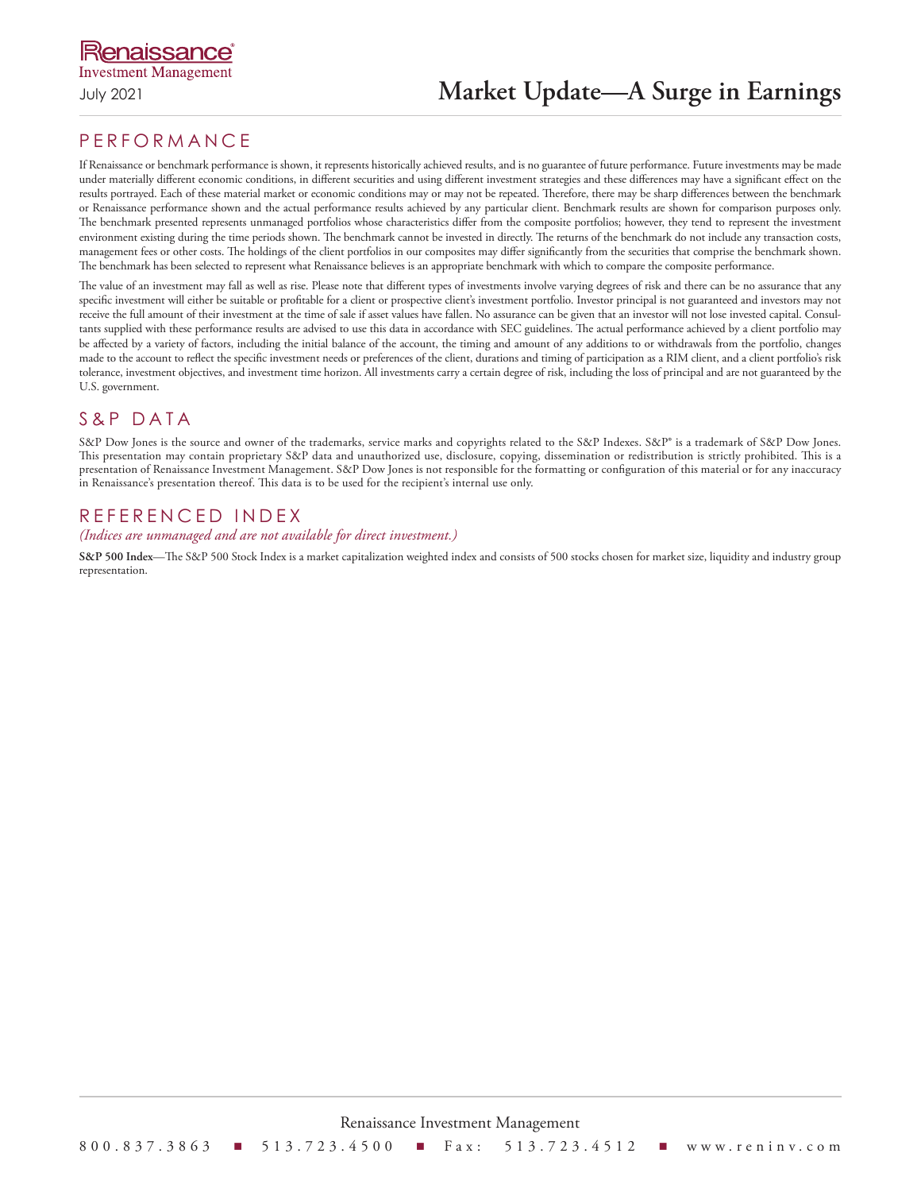## PERFORMANCE

If Renaissance or benchmark performance is shown, it represents historically achieved results, and is no guarantee of future performance. Future investments may be made under materially different economic conditions, in different securities and using different investment strategies and these differences may have a significant effect on the results portrayed. Each of these material market or economic conditions may or may not be repeated. Therefore, there may be sharp differences between the benchmark or Renaissance performance shown and the actual performance results achieved by any particular client. Benchmark results are shown for comparison purposes only. The benchmark presented represents unmanaged portfolios whose characteristics differ from the composite portfolios; however, they tend to represent the investment environment existing during the time periods shown. The benchmark cannot be invested in directly. The returns of the benchmark do not include any transaction costs, management fees or other costs. The holdings of the client portfolios in our composites may differ significantly from the securities that comprise the benchmark shown. The benchmark has been selected to represent what Renaissance believes is an appropriate benchmark with which to compare the composite performance.

The value of an investment may fall as well as rise. Please note that different types of investments involve varying degrees of risk and there can be no assurance that any specific investment will either be suitable or profitable for a client or prospective client's investment portfolio. Investor principal is not guaranteed and investors may not receive the full amount of their investment at the time of sale if asset values have fallen. No assurance can be given that an investor will not lose invested capital. Consultants supplied with these performance results are advised to use this data in accordance with SEC guidelines. The actual performance achieved by a client portfolio may be affected by a variety of factors, including the initial balance of the account, the timing and amount of any additions to or withdrawals from the portfolio, changes made to the account to reflect the specific investment needs or preferences of the client, durations and timing of participation as a RIM client, and a client portfolio's risk tolerance, investment objectives, and investment time horizon. All investments carry a certain degree of risk, including the loss of principal and are not guaranteed by the U.S. government.

## S&P DATA

S&P Dow Jones is the source and owner of the trademarks, service marks and copyrights related to the S&P Indexes. S&P® is a trademark of S&P Dow Jones. This presentation may contain proprietary S&P data and unauthorized use, disclosure, copying, dissemination or redistribution is strictly prohibited. This is a presentation of Renaissance Investment Management. S&P Dow Jones is not responsible for the formatting or configuration of this material or for any inaccuracy in Renaissance's presentation thereof. This data is to be used for the recipient's internal use only.

## REFERENCED INDEX

*(Indices are unmanaged and are not available for direct investment.)*

**S&P 500 Index**—The S&P 500 Stock Index is a market capitalization weighted index and consists of 500 stocks chosen for market size, liquidity and industry group representation.

Renaissance Investment Management

800.837.3863 ■ 513.723.4500 ■ Fax: 513.723.4512 ■ www.reninv.com